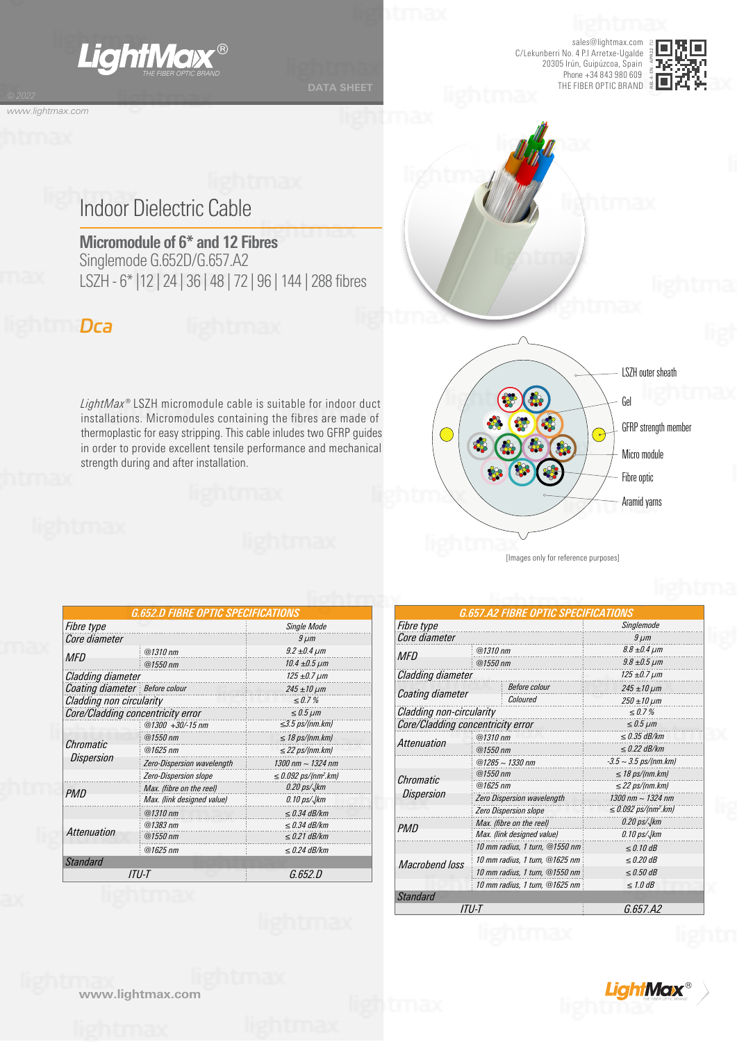# Indoor Dielectric Cable

## Micromodule of 6* and 12 Fibres

Singlemode G.652D/G.657.A2

LSZH - 6* |12 | 24 | 36 | 48 | 72 | 96 | 144 | 288 fibres

**Dca**

*LightMax®* LSZH micromodule cable is suitable for indoor duct installations. Micromodules containing the fibres are made of thermoplastic for easy stripping. This cable inludes two GFRP guides in order to provide excellent tensile performance and mechanical strength during and after installation.

LSZH outer sheath

Gel

GFRP strength member

Micro module

Fibre optic

Aramid yarns

[Images only for reference purposes]

| G.652.D FIBRE OPTIC SPECIFICATIONS | | |
|---|---|---|
| Fibre type | | Single Mode |
| Core diameter | | 9 µm |
| MFD | @1310 nm | 9.2 ±0.4 µm |
| | @1550 nm | 10.4 ±0.5 µm |
| Cladding diameter | | 125 ±0.7 µm |
| Coating diameter | Before colour | 245 ±10 µm |
| Cladding non circularity | | ≤ 0.7 % |
| Core/Cladding concentricity error | | ≤ 0.5 µm |
| Chromatic Dispersion | @1300 +30/-15 nm | ≤3.5 ps/(nm.km) |
| | @1550 nm | ≤ 18 ps/(nm.km) |
| | @1625 nm | ≤ 22 ps/(nm.km) |
| | Zero-Dispersion wavelength | 1300 nm ~ 1324 nm |
| | Zero-Dispersion slope | ≤ 0.092 ps/(nm².km) |
| PMD | Max. (fibre on the reel) | 0.20 ps/√km |
| | Max. (link designed value) | 0.10 ps/√km |
| Attenuation | @1310 nm | ≤ 0.34 dB/km |
| | @1383 nm | ≤ 0.34 dB/km |
| | @1550 nm | ≤ 0.21 dB/km |
| | @1625 nm | ≤ 0.24 dB/km |
| Standard | | |
| ITU-T | | G.652.D |

| G.657.A2 FIBRE OPTIC SPECIFICATIONS | | |
|---|---|---|
| Fibre type | | Singlemode |
| Core diameter | | 9 µm |
| MFD | @1310 nm | 8.8 ±0.4 µm |
| | @1550 nm | 9.8 ±0.5 µm |
| Cladding diameter | | 125 ±0.7 µm |
| Coating diameter | Before colour | 245 ±10 µm |
| | Coloured | 250 ±10 µm |
| Cladding non-circularity | | ≤ 0.7 % |
| Core/Cladding concentricity error | | ≤ 0.5 µm |
| Attenuation | @1310 nm | ≤ 0.35 dB/km |
| | @1550 nm | ≤ 0.22 dB/km |
| Chromatic Dispersion | @1285 ~ 1330 nm | -3.5 ~ 3.5 ps/(nm.km) |
| | @1550 nm | ≤ 18 ps/(nm.km) |
| | @1625 nm | ≤ 22 ps/(nm.km) |
| | Zero Dispersion wavelength | 1300 nm ~ 1324 nm |
| | Zero Dispersion slope | ≤ 0.092 ps/(nm².km) |
| PMD | Max. (fibre on the reel) | 0.20 ps/√km |
| | Max. (link designed value) | 0.10 ps/√km |
| Macrobend loss | 10 mm radius, 1 turn, @1550 nm | ≤ 0.10 dB |
| | 10 mm radius, 1 turn, @1625 nm | ≤ 0.20 dB |
| | 10 mm radius, 1 turn, @1550 nm | ≤ 0.50 dB |
| | 10 mm radius, 1 turn, @1625 nm | ≤ 1.0 dB |
| Standard | | |
| ITU-T | | G.657.A2 |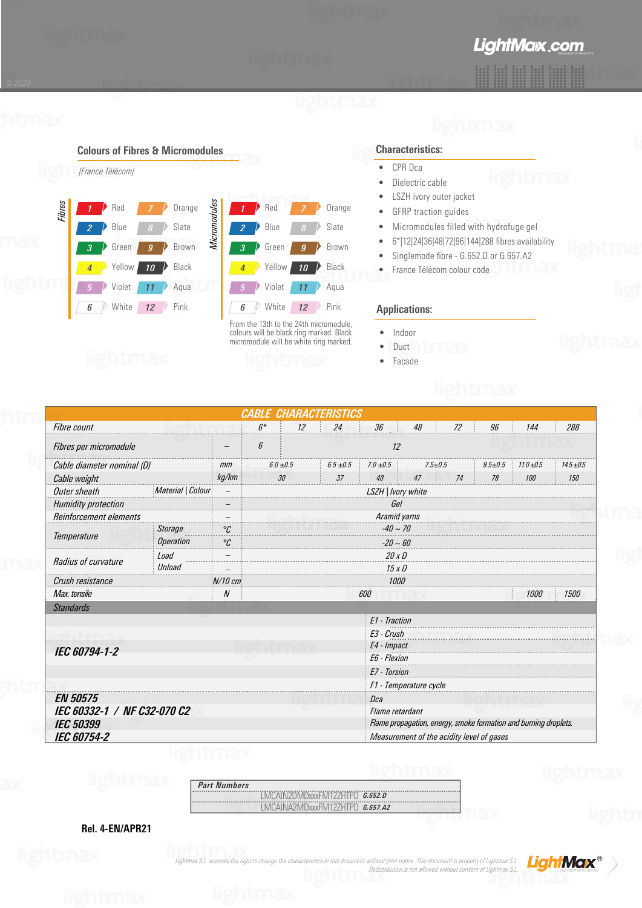## Colours of Fibres & Micromodules

*[France Télécom]*

**Fibres**

| | | | |
|---|---|---|---|
| 1 | Red | 7 | Orange |
| 2 | Blue | 8 | Slate |
| 3 | Green | 9 | Brown |
| 4 | Yellow | 10 | Black |
| 5 | Violet | 11 | Aqua |
| 6 | White | 12 | Pink |

**Micromodules**

| | | | |
|---|---|---|---|
| 1 | Red | 7 | Orange |
| 2 | Blue | 8 | Slate |
| 3 | Green | 9 | Brown |
| 4 | Yellow | 10 | Black |
| 5 | Violet | 11 | Aqua |
| 6 | White | 12 | Pink |

From the 13th to the 24th micromodule, colours will be black ring marked. Black micromodule will be white ring marked.

## Characteristics:

- CPR Dca
- Dielectric cable
- LSZH ivory outer jacket
- GFRP traction guides
- Micromodules filled with hydrofuge gel
- 6*|12|24|36|48|72|96|144|288 fibres availability
- Singlemode fibre - G.652.D or G.657.A2
- France Télécom colour code

## Applications:

- Indoor
- Duct
- Facade

## CABLE CHARACTERISTICS

| | | | | | | | | | | | |
|---|---|---|---|---|---|---|---|---|---|---|---|
| Fibre count | | | 6* | 12 | 24 | 36 | 48 | 72 | 96 | 144 | 288 |
| Fibres per micromodule | | – | 6 | 12 | | | | | | | |
| Cable diameter nominal (D) | | mm | 6.0 ±0.5 | | 6.5 ±0.5 | 7.0 ±0.5 | 7.5±0.5 | | 9.5±0.5 | 11.0 ±0.5 | 14.5 ±0.5 |
| Cable weight | | kg/km | 30 | | 37 | 40 | 47 | 74 | 78 | 100 | 150 |
| Outer sheath | Material \| Colour | – | LSZH \| Ivory white | | | | | | | | |
| Humidity protection | | – | Gel | | | | | | | | |
| Reinforcement elements | | – | Aramid yarns | | | | | | | | |
| Temperature | Storage | °C | -40 ~ 70 | | | | | | | | |
| | Operation | °C | -20 ~ 60 | | | | | | | | |
| Radius of curvature | Load | – | 20 x D | | | | | | | | |
| | Unload | – | 15 x D | | | | | | | | |
| Crush resistance | | N/10 cm | 1000 | | | | | | | | |
| Max. tensile | | N | 600 | | | | | | | 1000 | 1500 |

### Standards

| | |
|---|---|
| **IEC 60794-1-2** | E1 - Traction |
| | E3 - Crush |
| | E4 - Impact |
| | E6 - Flexion |
| | E7 - Torsion |
| | F1 - Temperature cycle |
| **EN 50575** | Dca |
| **IEC 60332-1 / NF C32-070 C2** | Flame retardant |
| **IEC 50399** | Flame propagation, energy, smoke formation and burning droplets. |
| **IEC 60754-2** | Measurement of the acidity level of gases |

| Part Numbers | |
|---|---|
| LMCAIN2DMDxxxFM12ZHTPD | G.652.D |
| LMCAINA2MDxxxFM12ZHTPD | G.657.A2 |

**Rel. 4-EN/APR21**

Lightmax S.L. reserves the right to change the characteristics in this document without prior notice. This document is property of Lightmax S.L. Redistribution is not allowed without consent of Lightmax S.L.